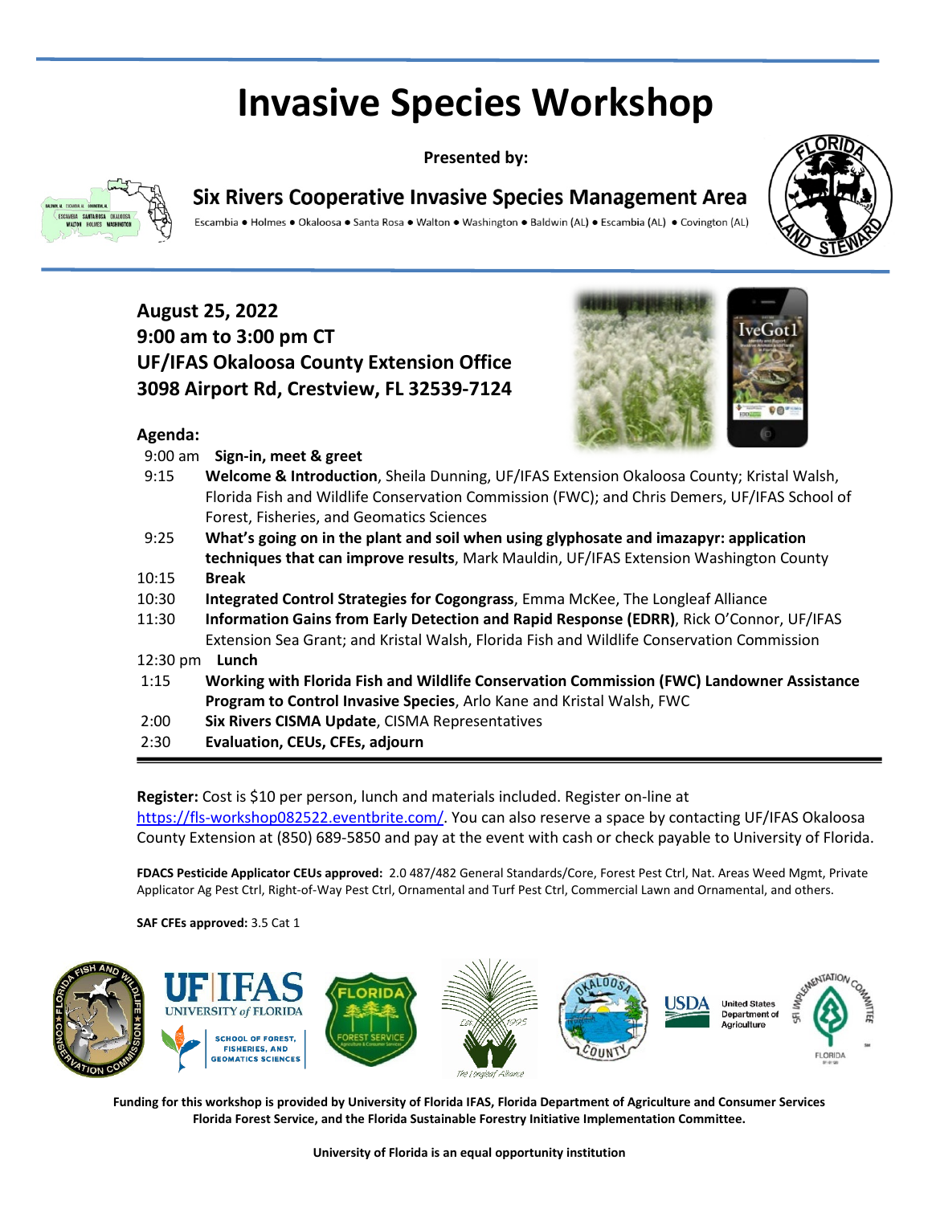# Invasive Species Workshop

**Presented by:**

## Six Rivers Cooperative Invasive Species Management Area

Escambia • Holmes • Okaloosa • Santa Rosa • Walton • Washington • Baldwin (AL) • Escambia (AL) • Covington (AL)

### August 25, 2022
### 9:00 am to 3:00 pm CT
### UF/IFAS Okaloosa County Extension Office
### 3098 Airport Rd, Crestview, FL 32539-7124

**Agenda:**

| Time | Session |
| --- | --- |
| 9:00 am | **Sign-in, meet & greet** |
| 9:15 | **Welcome & Introduction**, Sheila Dunning, UF/IFAS Extension Okaloosa County; Kristal Walsh, Florida Fish and Wildlife Conservation Commission (FWC); and Chris Demers, UF/IFAS School of Forest, Fisheries, and Geomatics Sciences |
| 9:25 | **What's going on in the plant and soil when using glyphosate and imazapyr: application techniques that can improve results**, Mark Mauldin, UF/IFAS Extension Washington County |
| 10:15 | **Break** |
| 10:30 | **Integrated Control Strategies for Cogongrass**, Emma McKee, The Longleaf Alliance |
| 11:30 | **Information Gains from Early Detection and Rapid Response (EDRR)**, Rick O'Connor, UF/IFAS Extension Sea Grant; and Kristal Walsh, Florida Fish and Wildlife Conservation Commission |
| 12:30 pm | **Lunch** |
| 1:15 | **Working with Florida Fish and Wildlife Conservation Commission (FWC) Landowner Assistance Program to Control Invasive Species**, Arlo Kane and Kristal Walsh, FWC |
| 2:00 | **Six Rivers CISMA Update**, CISMA Representatives |
| 2:30 | **Evaluation, CEUs, CFEs, adjourn** |

**Register:** Cost is $10 per person, lunch and materials included. Register on-line at https://fls-workshop082522.eventbrite.com/. You can also reserve a space by contacting UF/IFAS Okaloosa County Extension at (850) 689-5850 and pay at the event with cash or check payable to University of Florida.

**FDACS Pesticide Applicator CEUs approved:** 2.0 487/482 General Standards/Core, Forest Pest Ctrl, Nat. Areas Weed Mgmt, Private Applicator Ag Pest Ctrl, Right-of-Way Pest Ctrl, Ornamental and Turf Pest Ctrl, Commercial Lawn and Ornamental, and others.

**SAF CFEs approved:** 3.5 Cat 1

**Funding for this workshop is provided by University of Florida IFAS, Florida Department of Agriculture and Consumer Services Florida Forest Service, and the Florida Sustainable Forestry Initiative Implementation Committee.**

**University of Florida is an equal opportunity institution**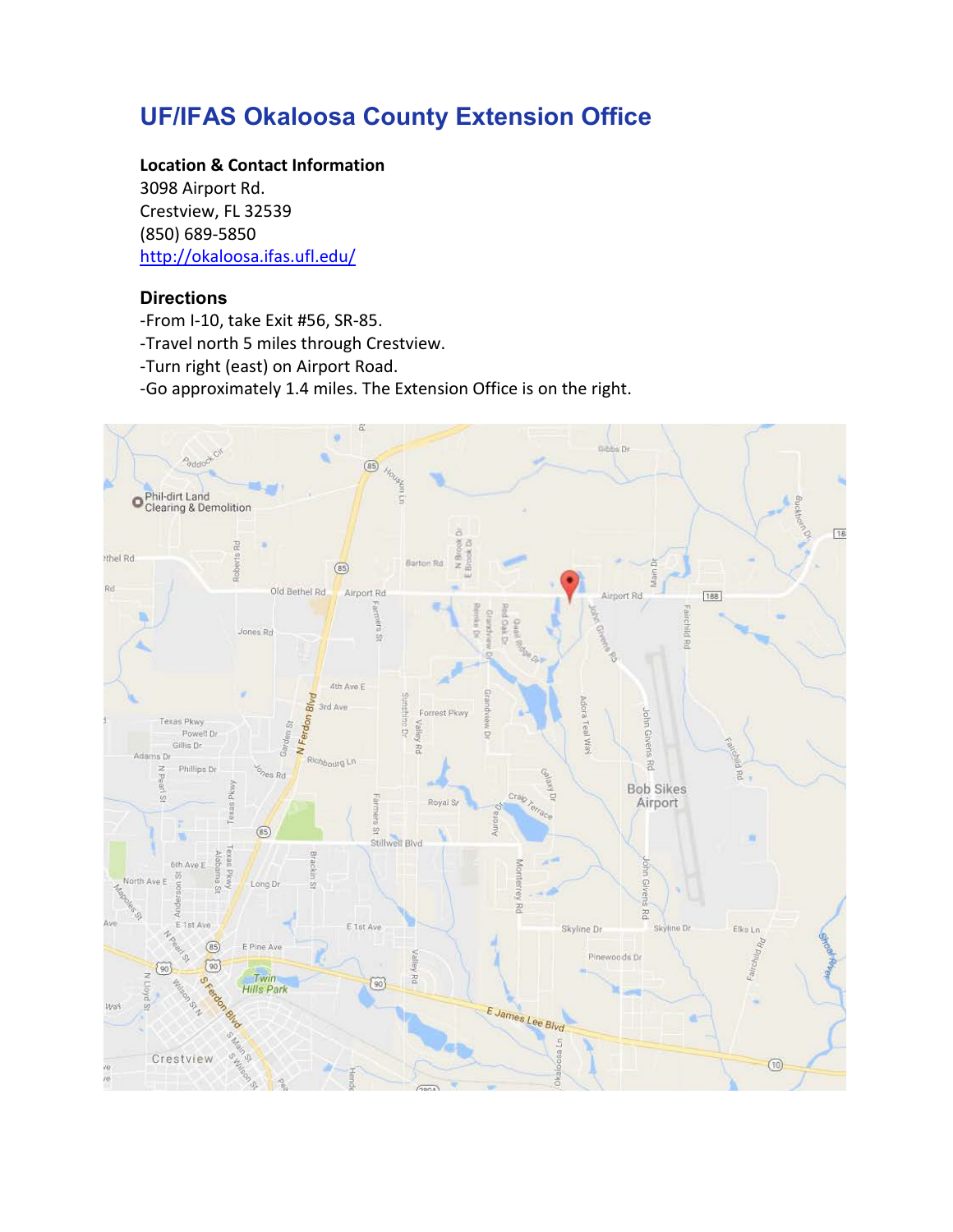# UF/IFAS Okaloosa County Extension Office

**Location & Contact Information**
3098 Airport Rd.
Crestview, FL 32539
(850) 689-5850
http://okaloosa.ifas.ufl.edu/

### Directions

-From I-10, take Exit #56, SR-85.
-Travel north 5 miles through Crestview.
-Turn right (east) on Airport Road.
-Go approximately 1.4 miles. The Extension Office is on the right.